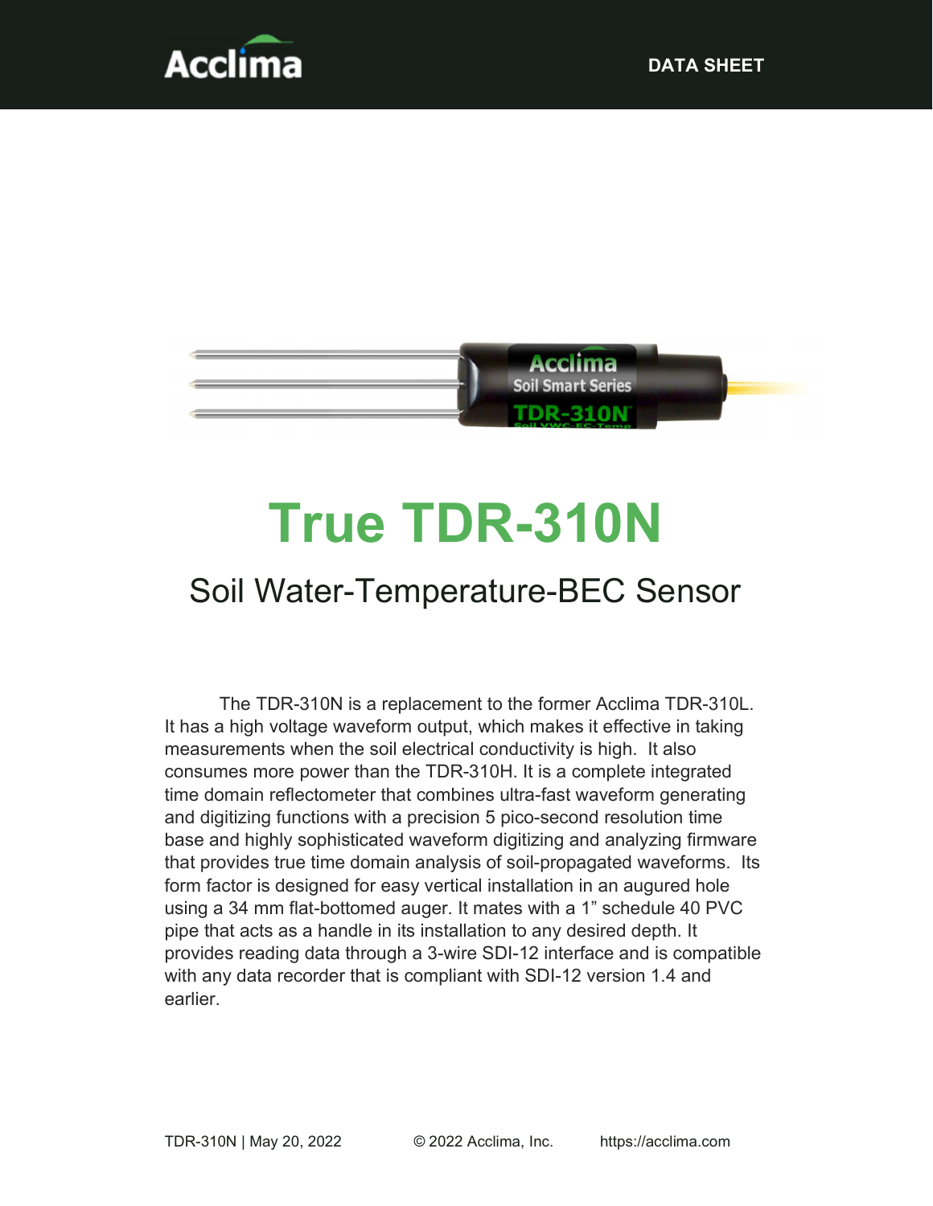Acclima

DATA SHEET

# True TDR-310N

## Soil Water-Temperature-BEC Sensor

The TDR-310N is a replacement to the former Acclima TDR-310L. It has a high voltage waveform output, which makes it effective in taking measurements when the soil electrical conductivity is high. It also consumes more power than the TDR-310H. It is a complete integrated time domain reflectometer that combines ultra-fast waveform generating and digitizing functions with a precision 5 pico-second resolution time base and highly sophisticated waveform digitizing and analyzing firmware that provides true time domain analysis of soil-propagated waveforms. Its form factor is designed for easy vertical installation in an augured hole using a 34 mm flat-bottomed auger. It mates with a 1” schedule 40 PVC pipe that acts as a handle in its installation to any desired depth. It provides reading data through a 3-wire SDI-12 interface and is compatible with any data recorder that is compliant with SDI-12 version 1.4 and earlier.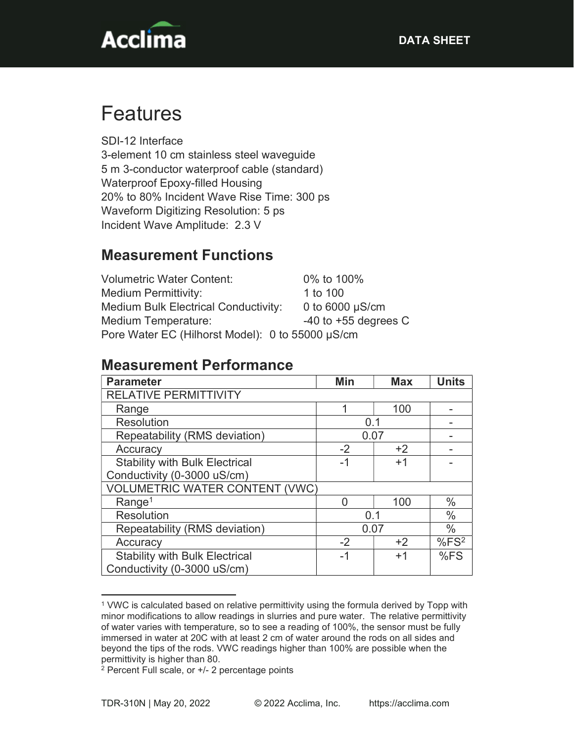# Features

SDI-12 Interface
3-element 10 cm stainless steel waveguide
5 m 3-conductor waterproof cable (standard)
Waterproof Epoxy-filled Housing
20% to 80% Incident Wave Rise Time: 300 ps
Waveform Digitizing Resolution: 5 ps
Incident Wave Amplitude: 2.3 V

## Measurement Functions

Volumetric Water Content: 0% to 100%
Medium Permittivity: 1 to 100
Medium Bulk Electrical Conductivity: 0 to 6000 μS/cm
Medium Temperature: -40 to +55 degrees C
Pore Water EC (Hilhorst Model): 0 to 55000 μS/cm

## Measurement Performance

| Parameter | Min | Max | Units |
|---|---|---|---|
| RELATIVE PERMITTIVITY | | | |
| Range | 1 | 100 | - |
| Resolution | 0.1 | | - |
| Repeatability (RMS deviation) | 0.07 | | - |
| Accuracy | -2 | +2 | - |
| Stability with Bulk Electrical Conductivity (0-3000 uS/cm) | -1 | +1 | - |
| VOLUMETRIC WATER CONTENT (VWC) | | | |
| Range[1] | 0 | 100 | % |
| Resolution | 0.1 | | % |
| Repeatability (RMS deviation) | 0.07 | | % |
| Accuracy | -2 | +2 | %FS[2] |
| Stability with Bulk Electrical Conductivity (0-3000 uS/cm) | -1 | +1 | %FS |

[1] VWC is calculated based on relative permittivity using the formula derived by Topp with minor modifications to allow readings in slurries and pure water. The relative permittivity of water varies with temperature, so to see a reading of 100%, the sensor must be fully immersed in water at 20C with at least 2 cm of water around the rods on all sides and beyond the tips of the rods. VWC readings higher than 100% are possible when the permittivity is higher than 80.

[2] Percent Full scale, or +/- 2 percentage points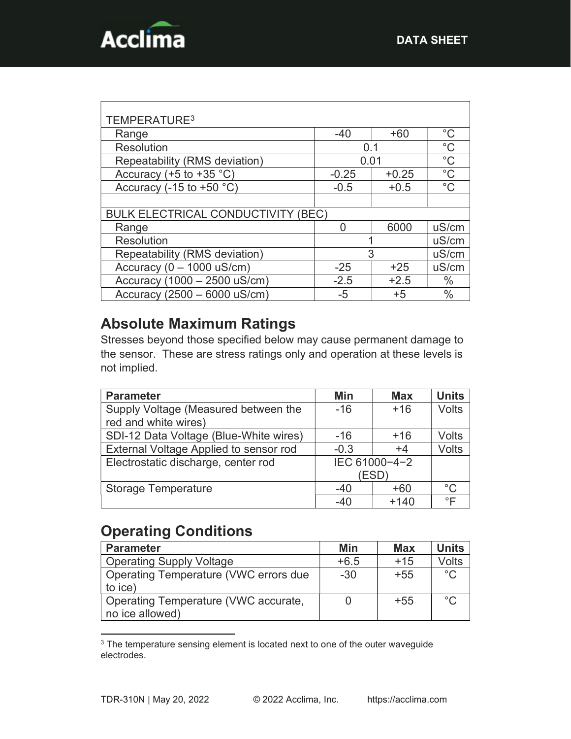| TEMPERATURE[3] | | | |
|---|---|---|---|
| Range | -40 | +60 | °C |
| Resolution | 0.1 | | °C |
| Repeatability (RMS deviation) | 0.01 | | °C |
| Accuracy (+5 to +35 °C) | -0.25 | +0.25 | °C |
| Accuracy (-15 to +50 °C) | -0.5 | +0.5 | °C |
| | | | |
| BULK ELECTRICAL CONDUCTIVITY (BEC) | | | |
| Range | 0 | 6000 | uS/cm |
| Resolution | 1 | | uS/cm |
| Repeatability (RMS deviation) | 3 | | uS/cm |
| Accuracy (0 – 1000 uS/cm) | -25 | +25 | uS/cm |
| Accuracy (1000 – 2500 uS/cm) | -2.5 | +2.5 | % |
| Accuracy (2500 – 6000 uS/cm) | -5 | +5 | % |

## Absolute Maximum Ratings

Stresses beyond those specified below may cause permanent damage to the sensor. These are stress ratings only and operation at these levels is not implied.

| Parameter | Min | Max | Units |
|---|---|---|---|
| Supply Voltage (Measured between the red and white wires) | -16 | +16 | Volts |
| SDI-12 Data Voltage (Blue-White wires) | -16 | +16 | Volts |
| External Voltage Applied to sensor rod | -0.3 | +4 | Volts |
| Electrostatic discharge, center rod | IEC 61000−4−2 (ESD) | | |
| Storage Temperature | -40 | +60 | °C |
| | -40 | +140 | °F |

## Operating Conditions

| Parameter | Min | Max | Units |
|---|---|---|---|
| Operating Supply Voltage | +6.5 | +15 | Volts |
| Operating Temperature (VWC errors due to ice) | -30 | +55 | °C |
| Operating Temperature (VWC accurate, no ice allowed) | 0 | +55 | °C |

[3] The temperature sensing element is located next to one of the outer waveguide electrodes.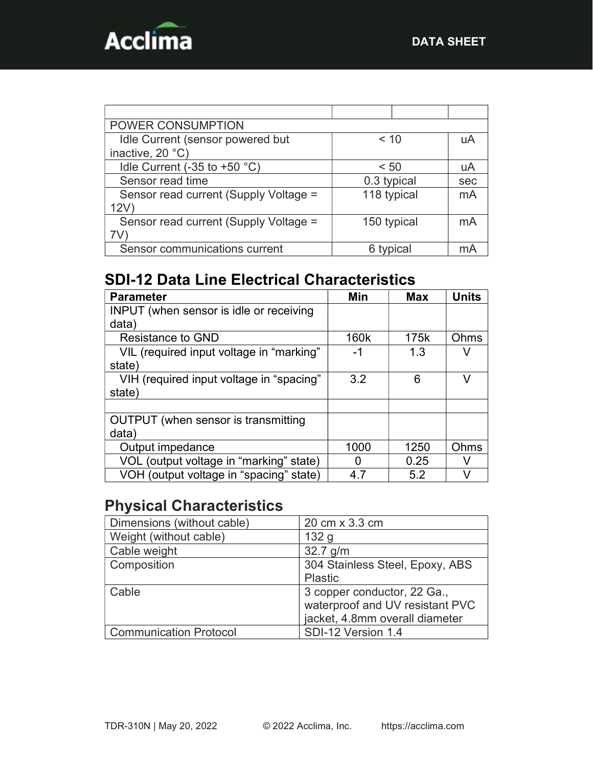| | | | |
|---|---|---|---|
| POWER CONSUMPTION | | | |
| Idle Current (sensor powered but inactive, 20 °C) | < 10 | | uA |
| Idle Current (-35 to +50 °C) | < 50 | | uA |
| Sensor read time | 0.3 typical | | sec |
| Sensor read current (Supply Voltage = 12V) | 118 typical | | mA |
| Sensor read current (Supply Voltage = 7V) | 150 typical | | mA |
| Sensor communications current | 6 typical | | mA |

## SDI-12 Data Line Electrical Characteristics

| Parameter | Min | Max | Units |
|---|---|---|---|
| INPUT (when sensor is idle or receiving data) | | | |
| Resistance to GND | 160k | 175k | Ohms |
| VIL (required input voltage in “marking” state) | -1 | 1.3 | V |
| VIH (required input voltage in “spacing” state) | 3.2 | 6 | V |
| | | | |
| OUTPUT (when sensor is transmitting data) | | | |
| Output impedance | 1000 | 1250 | Ohms |
| VOL (output voltage in “marking” state) | 0 | 0.25 | V |
| VOH (output voltage in “spacing” state) | 4.7 | 5.2 | V |

## Physical Characteristics

| | |
|---|---|
| Dimensions (without cable) | 20 cm x 3.3 cm |
| Weight (without cable) | 132 g |
| Cable weight | 32.7 g/m |
| Composition | 304 Stainless Steel, Epoxy, ABS Plastic |
| Cable | 3 copper conductor, 22 Ga., waterproof and UV resistant PVC jacket, 4.8mm overall diameter |
| Communication Protocol | SDI-12 Version 1.4 |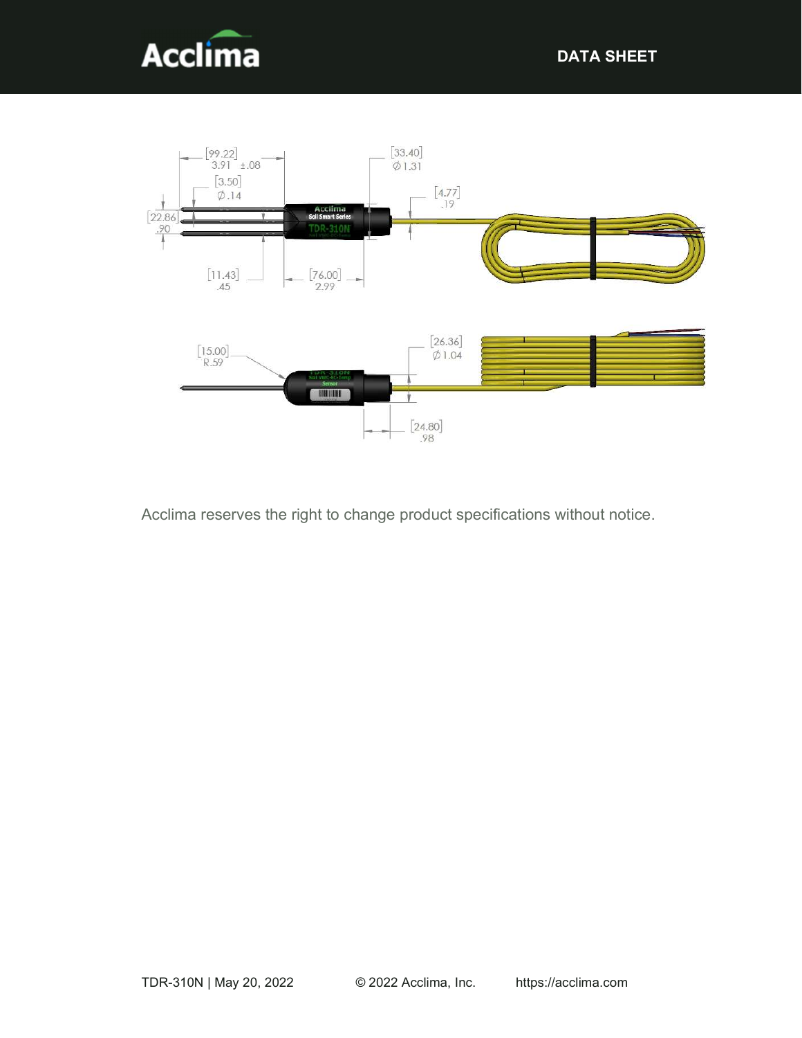[99.22]
3.91 ±.08

[3.50]
Ø.14

[33.40]
Ø1.31

[4.77]
.19

[22.86]
.90

[11.43]
.45

[76.00]
2.99

Acclima
Soil Smart Series
TDR-310N

[15.00]
R.59

[26.36]
Ø1.04

[24.80]
.98

Acclima reserves the right to change product specifications without notice.